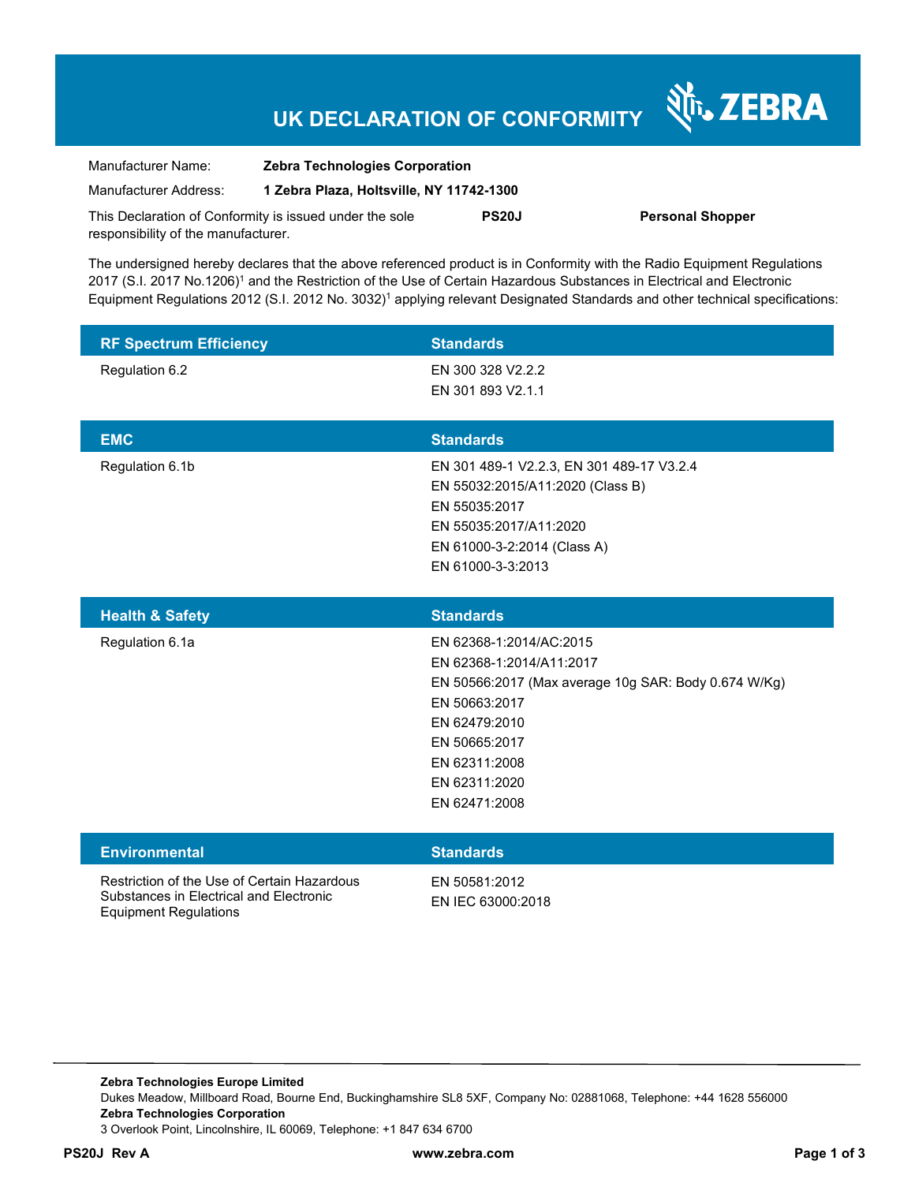# UK DECLARATION OF CONFORMITY

ZEBRA

| | |
|---|---|
| Manufacturer Name: | **Zebra Technologies Corporation** |
| Manufacturer Address: | **1 Zebra Plaza, Holtsville, NY 11742-1300** |

This Declaration of Conformity is issued under the sole responsibility of the manufacturer. **PS20J** **Personal Shopper**

The undersigned hereby declares that the above referenced product is in Conformity with the Radio Equipment Regulations 2017 (S.I. 2017 No.1206)[1] and the Restriction of the Use of Certain Hazardous Substances in Electrical and Electronic Equipment Regulations 2012 (S.I. 2012 No. 3032)[1] applying relevant Designated Standards and other technical specifications:

| RF Spectrum Efficiency | Standards |
|---|---|
| Regulation 6.2 | EN 300 328 V2.2.2<br>EN 301 893 V2.1.1 |

| EMC | Standards |
|---|---|
| Regulation 6.1b | EN 301 489-1 V2.2.3, EN 301 489-17 V3.2.4<br>EN 55032:2015/A11:2020 (Class B)<br>EN 55035:2017<br>EN 55035:2017/A11:2020<br>EN 61000-3-2:2014 (Class A)<br>EN 61000-3-3:2013 |

| Health & Safety | Standards |
|---|---|
| Regulation 6.1a | EN 62368-1:2014/AC:2015<br>EN 62368-1:2014/A11:2017<br>EN 50566:2017 (Max average 10g SAR: Body 0.674 W/Kg)<br>EN 50663:2017<br>EN 62479:2010<br>EN 50665:2017<br>EN 62311:2008<br>EN 62311:2020<br>EN 62471:2008 |

| Environmental | Standards |
|---|---|
| Restriction of the Use of Certain Hazardous Substances in Electrical and Electronic Equipment Regulations | EN 50581:2012<br>EN IEC 63000:2018 |

**Zebra Technologies Europe Limited**
Dukes Meadow, Millboard Road, Bourne End, Buckinghamshire SL8 5XF, Company No: 02881068, Telephone: +44 1628 556000
**Zebra Technologies Corporation**
3 Overlook Point, Lincolnshire, IL 60069, Telephone: +1 847 634 6700

**PS20J Rev A** **www.zebra.com**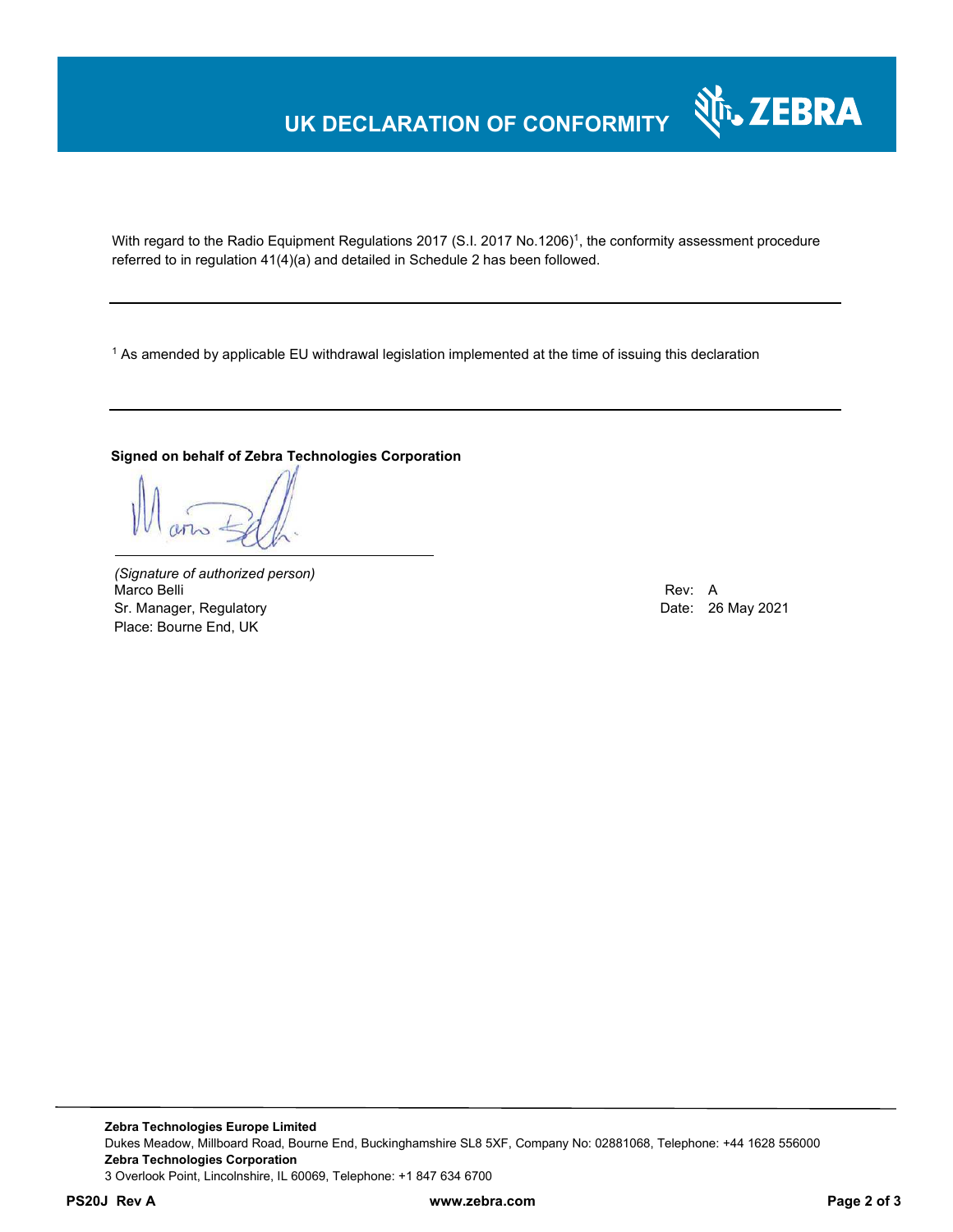# UK DECLARATION OF CONFORMITY

With regard to the Radio Equipment Regulations 2017 (S.I. 2017 No.1206)[1], the conformity assessment procedure referred to in regulation 41(4)(a) and detailed in Schedule 2 has been followed.

---

[1] As amended by applicable EU withdrawal legislation implemented at the time of issuing this declaration

---

**Signed on behalf of Zebra Technologies Corporation**

*(Signature of authorized person)*
Marco Belli
Sr. Manager, Regulatory
Place: Bourne End, UK

Rev: A
Date: 26 May 2021

**Zebra Technologies Europe Limited**
Dukes Meadow, Millboard Road, Bourne End, Buckinghamshire SL8 5XF, Company No: 02881068, Telephone: +44 1628 556000
**Zebra Technologies Corporation**
3 Overlook Point, Lincolnshire, IL 60069, Telephone: +1 847 634 6700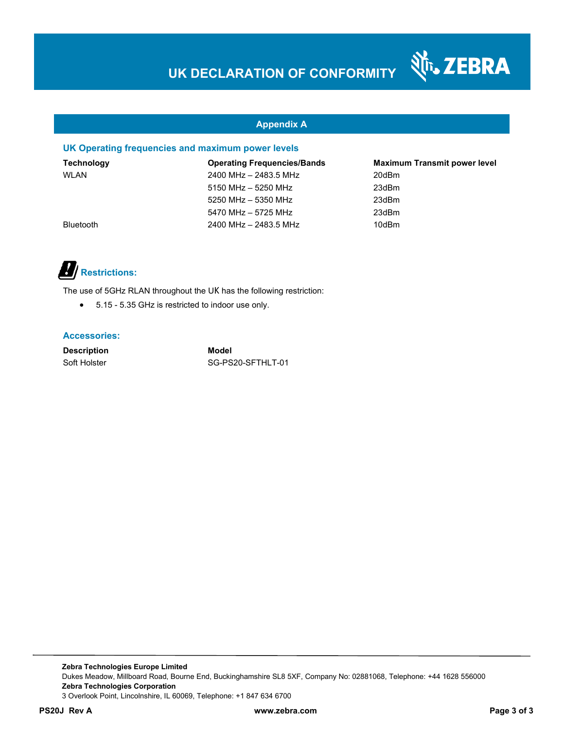# UK DECLARATION OF CONFORMITY

## Appendix A

### UK Operating frequencies and maximum power levels

| Technology | Operating Frequencies/Bands | Maximum Transmit power level |
|---|---|---|
| WLAN | 2400 MHz – 2483.5 MHz | 20dBm |
| | 5150 MHz – 5250 MHz | 23dBm |
| | 5250 MHz – 5350 MHz | 23dBm |
| | 5470 MHz – 5725 MHz | 23dBm |
| Bluetooth | 2400 MHz – 2483.5 MHz | 10dBm |

### Restrictions:

The use of 5GHz RLAN throughout the UK has the following restriction:

- 5.15 - 5.35 GHz is restricted to indoor use only.

### Accessories:

| Description | Model |
|---|---|
| Soft Holster | SG-PS20-SFTHLT-01 |

**Zebra Technologies Europe Limited**
Dukes Meadow, Millboard Road, Bourne End, Buckinghamshire SL8 5XF, Company No: 02881068, Telephone: +44 1628 556000
**Zebra Technologies Corporation**
3 Overlook Point, Lincolnshire, IL 60069, Telephone: +1 847 634 6700

**PS20J Rev A** **www.zebra.com**